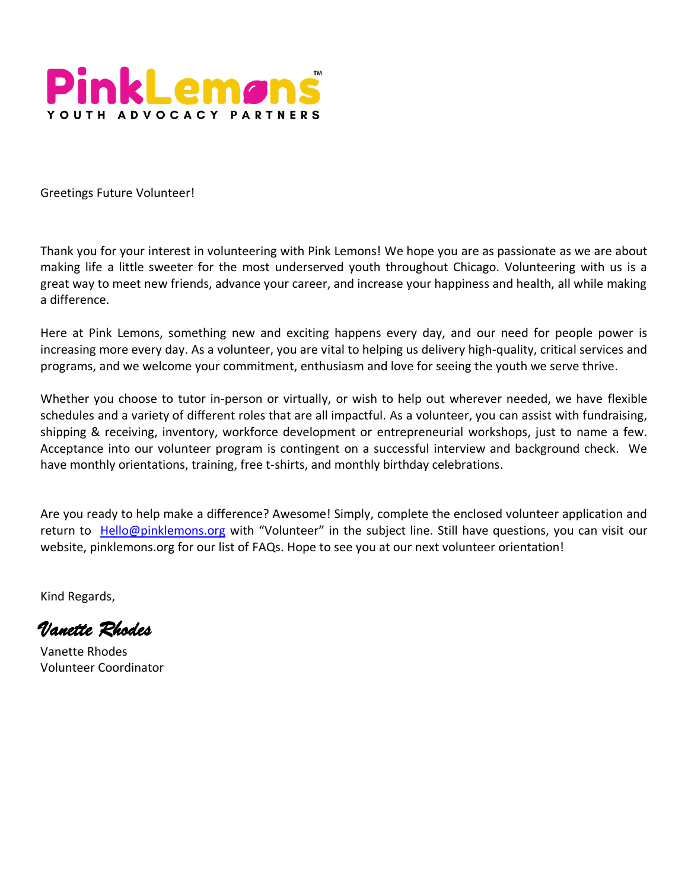# PinkLemons™

**YOUTH ADVOCACY PARTNERS**

Greetings Future Volunteer!

Thank you for your interest in volunteering with Pink Lemons! We hope you are as passionate as we are about making life a little sweeter for the most underserved youth throughout Chicago. Volunteering with us is a great way to meet new friends, advance your career, and increase your happiness and health, all while making a difference.

Here at Pink Lemons, something new and exciting happens every day, and our need for people power is increasing more every day. As a volunteer, you are vital to helping us delivery high-quality, critical services and programs, and we welcome your commitment, enthusiasm and love for seeing the youth we serve thrive.

Whether you choose to tutor in-person or virtually, or wish to help out wherever needed, we have flexible schedules and a variety of different roles that are all impactful. As a volunteer, you can assist with fundraising, shipping & receiving, inventory, workforce development or entrepreneurial workshops, just to name a few. Acceptance into our volunteer program is contingent on a successful interview and background check. We have monthly orientations, training, free t-shirts, and monthly birthday celebrations.

Are you ready to help make a difference? Awesome! Simply, complete the enclosed volunteer application and return to Hello@pinklemons.org with "Volunteer" in the subject line. Still have questions, you can visit our website, pinklemons.org for our list of FAQs. Hope to see you at our next volunteer orientation!

Kind Regards,

*Vanette Rhodes*

Vanette Rhodes
Volunteer Coordinator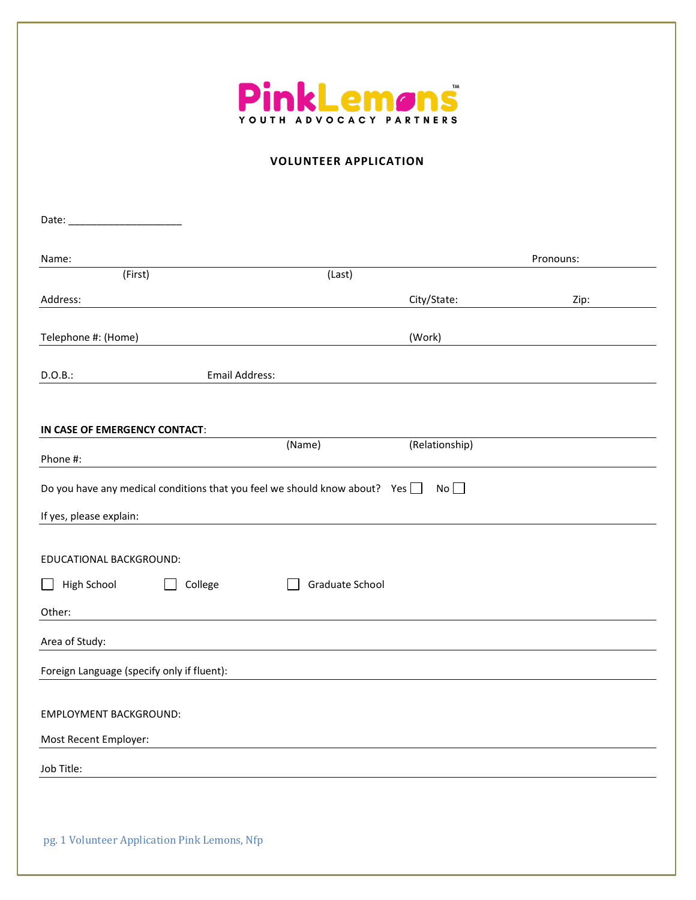PinkLemons™
YOUTH ADVOCACY PARTNERS

## VOLUNTEER APPLICATION

Date: ____________________

Name: ______________________________ Pronouns: __________
(First) (Last)

Address: ______________________________ City/State: __________ Zip: __________

Telephone #: (Home) ______________________________ (Work) __________

D.O.B.: __________ Email Address: ______________________________

**IN CASE OF EMERGENCY CONTACT**: ______________________________
(Name) (Relationship)

Phone #: ______________________________

Do you have any medical conditions that you feel we should know about? Yes ☐ No ☐

If yes, please explain: ______________________________

EDUCATIONAL BACKGROUND:

☐ High School ☐ College ☐ Graduate School

Other: ______________________________

Area of Study: ______________________________

Foreign Language (specify only if fluent): ______________________________

EMPLOYMENT BACKGROUND:

Most Recent Employer: ______________________________

Job Title: ______________________________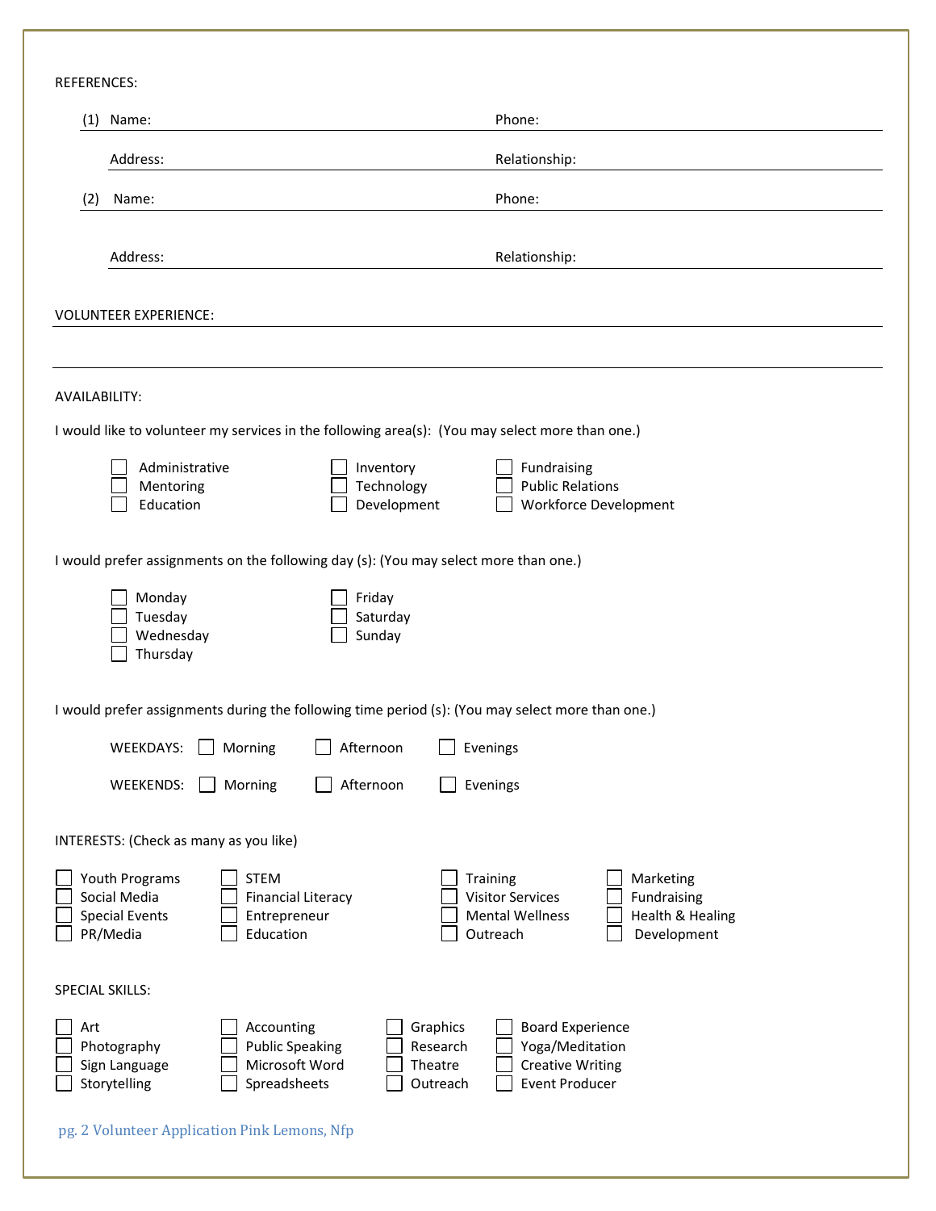REFERENCES:

(1) Name: ______________________________ Phone: ______________________________

Address: ______________________________ Relationship: ______________________________

(2) Name: ______________________________ Phone: ______________________________

Address: ______________________________ Relationship: ______________________________

VOLUNTEER EXPERIENCE: ______________________________

______________________________

AVAILABILITY:

I would like to volunteer my services in the following area(s): (You may select more than one.)

- ☐ Administrative
- ☐ Mentoring
- ☐ Education
- ☐ Inventory
- ☐ Technology
- ☐ Development
- ☐ Fundraising
- ☐ Public Relations
- ☐ Workforce Development

I would prefer assignments on the following day (s): (You may select more than one.)

- ☐ Monday
- ☐ Tuesday
- ☐ Wednesday
- ☐ Thursday
- ☐ Friday
- ☐ Saturday
- ☐ Sunday

I would prefer assignments during the following time period (s): (You may select more than one.)

WEEKDAYS: ☐ Morning ☐ Afternoon ☐ Evenings

WEEKENDS: ☐ Morning ☐ Afternoon ☐ Evenings

INTERESTS: (Check as many as you like)

- ☐ Youth Programs
- ☐ Social Media
- ☐ Special Events
- ☐ PR/Media
- ☐ STEM
- ☐ Financial Literacy
- ☐ Entrepreneur
- ☐ Education
- ☐ Training
- ☐ Visitor Services
- ☐ Mental Wellness
- ☐ Outreach
- ☐ Marketing
- ☐ Fundraising
- ☐ Health & Healing
- ☐ Development

SPECIAL SKILLS:

- ☐ Art
- ☐ Photography
- ☐ Sign Language
- ☐ Storytelling
- ☐ Accounting
- ☐ Public Speaking
- ☐ Microsoft Word
- ☐ Spreadsheets
- ☐ Graphics
- ☐ Research
- ☐ Theatre
- ☐ Outreach
- ☐ Board Experience
- ☐ Yoga/Meditation
- ☐ Creative Writing
- ☐ Event Producer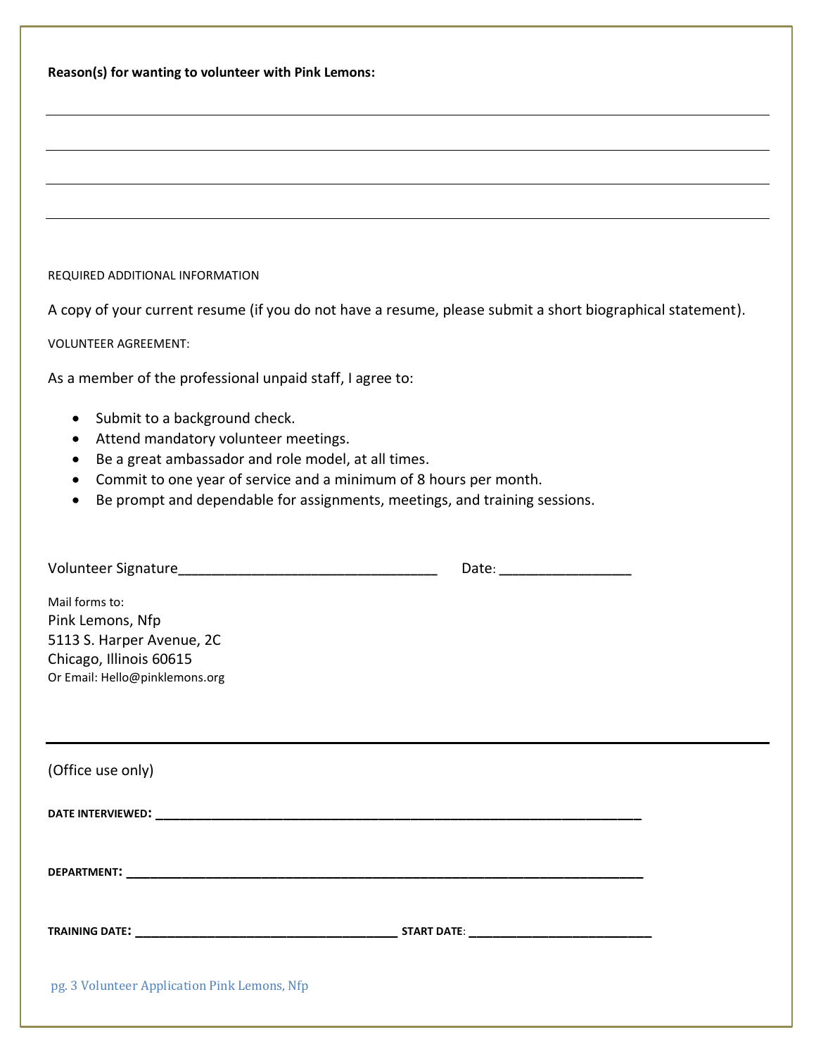**Reason(s) for wanting to volunteer with Pink Lemons:**

\_\_\_\_\_\_\_\_\_\_\_\_\_\_\_\_\_\_\_\_\_\_\_\_\_\_\_\_\_\_\_\_\_\_\_\_\_\_\_\_\_\_\_\_\_\_\_\_\_\_\_\_\_\_\_\_\_\_\_\_\_\_\_\_\_\_\_\_\_\_\_\_\_\_\_\_

\_\_\_\_\_\_\_\_\_\_\_\_\_\_\_\_\_\_\_\_\_\_\_\_\_\_\_\_\_\_\_\_\_\_\_\_\_\_\_\_\_\_\_\_\_\_\_\_\_\_\_\_\_\_\_\_\_\_\_\_\_\_\_\_\_\_\_\_\_\_\_\_\_\_\_\_

\_\_\_\_\_\_\_\_\_\_\_\_\_\_\_\_\_\_\_\_\_\_\_\_\_\_\_\_\_\_\_\_\_\_\_\_\_\_\_\_\_\_\_\_\_\_\_\_\_\_\_\_\_\_\_\_\_\_\_\_\_\_\_\_\_\_\_\_\_\_\_\_\_\_\_\_

\_\_\_\_\_\_\_\_\_\_\_\_\_\_\_\_\_\_\_\_\_\_\_\_\_\_\_\_\_\_\_\_\_\_\_\_\_\_\_\_\_\_\_\_\_\_\_\_\_\_\_\_\_\_\_\_\_\_\_\_\_\_\_\_\_\_\_\_\_\_\_\_\_\_\_\_

REQUIRED ADDITIONAL INFORMATION

A copy of your current resume (if you do not have a resume, please submit a short biographical statement).

VOLUNTEER AGREEMENT:

As a member of the professional unpaid staff, I agree to:

- Submit to a background check.
- Attend mandatory volunteer meetings.
- Be a great ambassador and role model, at all times.
- Commit to one year of service and a minimum of 8 hours per month.
- Be prompt and dependable for assignments, meetings, and training sessions.

Volunteer Signature\_\_\_\_\_\_\_\_\_\_\_\_\_\_\_\_\_\_\_\_\_\_\_\_\_\_\_\_\_\_\_\_ Date: \_\_\_\_\_\_\_\_\_\_\_\_\_\_\_\_

Mail forms to:
Pink Lemons, Nfp
5113 S. Harper Avenue, 2C
Chicago, Illinois 60615
Or Email: Hello@pinklemons.org

---

(Office use only)

**DATE INTERVIEWED:** \_\_\_\_\_\_\_\_\_\_\_\_\_\_\_\_\_\_\_\_\_\_\_\_\_\_\_\_\_\_\_\_\_\_\_\_\_\_\_\_\_\_\_\_\_\_\_\_\_\_\_\_\_\_\_\_\_\_\_\_\_\_

**DEPARTMENT:** \_\_\_\_\_\_\_\_\_\_\_\_\_\_\_\_\_\_\_\_\_\_\_\_\_\_\_\_\_\_\_\_\_\_\_\_\_\_\_\_\_\_\_\_\_\_\_\_\_\_\_\_\_\_\_\_\_\_\_\_\_\_\_\_\_\_\_

**TRAINING DATE:** \_\_\_\_\_\_\_\_\_\_\_\_\_\_\_\_\_\_\_\_\_\_\_\_\_\_\_\_\_\_\_\_\_\_\_\_\_\_ **START DATE**: \_\_\_\_\_\_\_\_\_\_\_\_\_\_\_\_\_\_\_\_\_\_\_\_\_\_\_\_